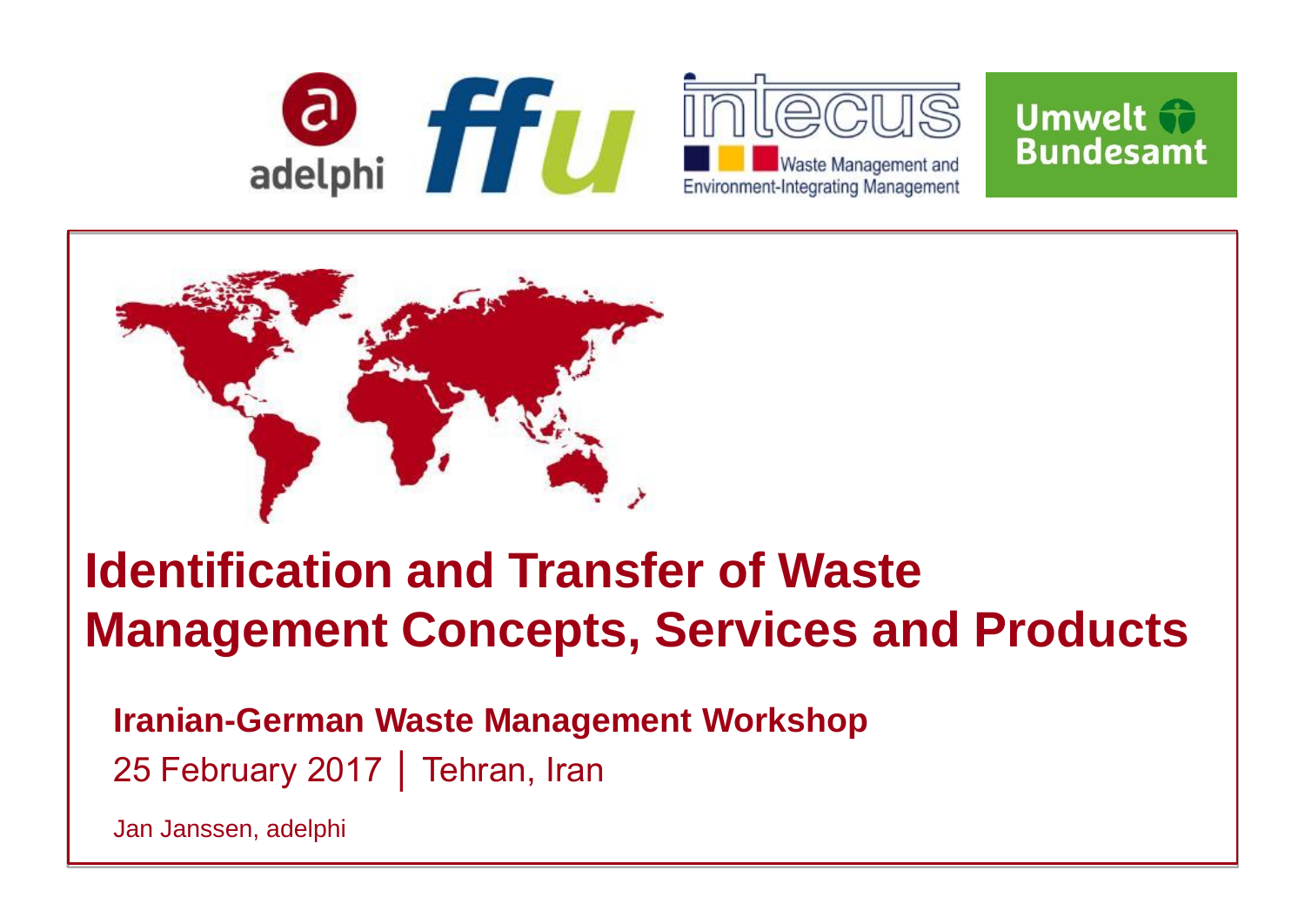adelphi ffu intecus Waste Management and Environment-Integrating Management Umwelt Bundesamt

# Identification and Transfer of Waste Management Concepts, Services and Products

**Iranian-German Waste Management Workshop**

25 February 2017 │ Tehran, Iran

Jan Janssen, adelphi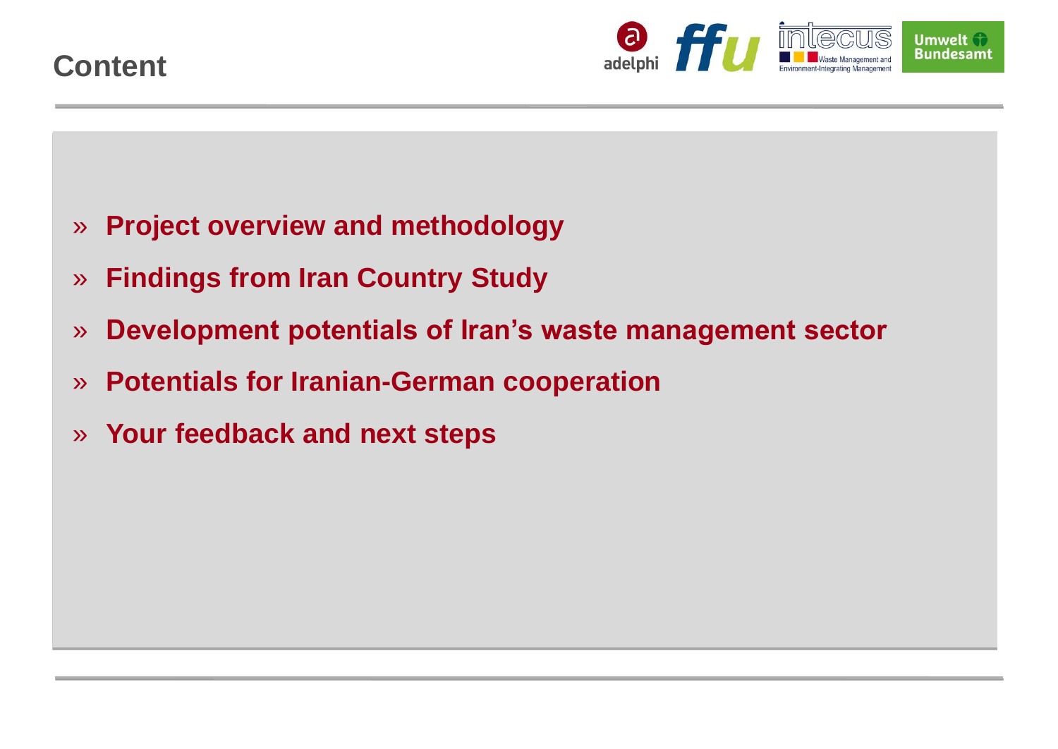# Content

- » **Project overview and methodology**
- » **Findings from Iran Country Study**
- » **Development potentials of Iran's waste management sector**
- » **Potentials for Iranian-German cooperation**
- » **Your feedback and next steps**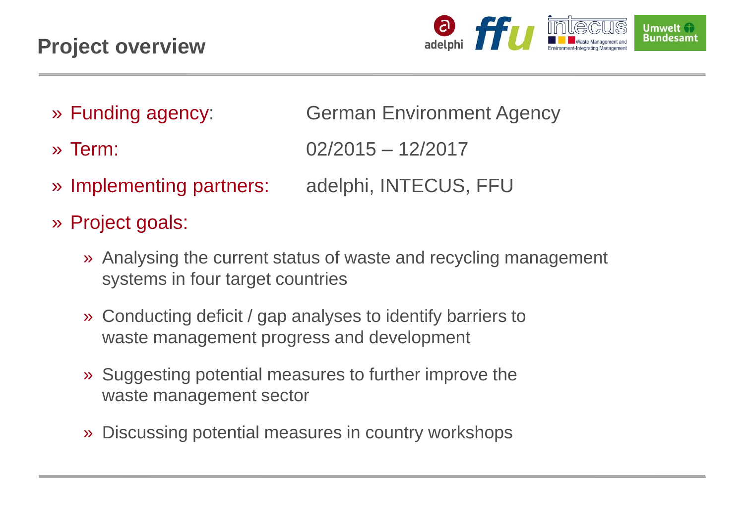# Project overview

- **Funding agency:** German Environment Agency
- **Term:** 02/2015 – 12/2017
- **Implementing partners:** adelphi, INTECUS, FFU
- **Project goals:**
  - Analysing the current status of waste and recycling management systems in four target countries
  - Conducting deficit / gap analyses to identify barriers to waste management progress and development
  - Suggesting potential measures to further improve the waste management sector
  - Discussing potential measures in country workshops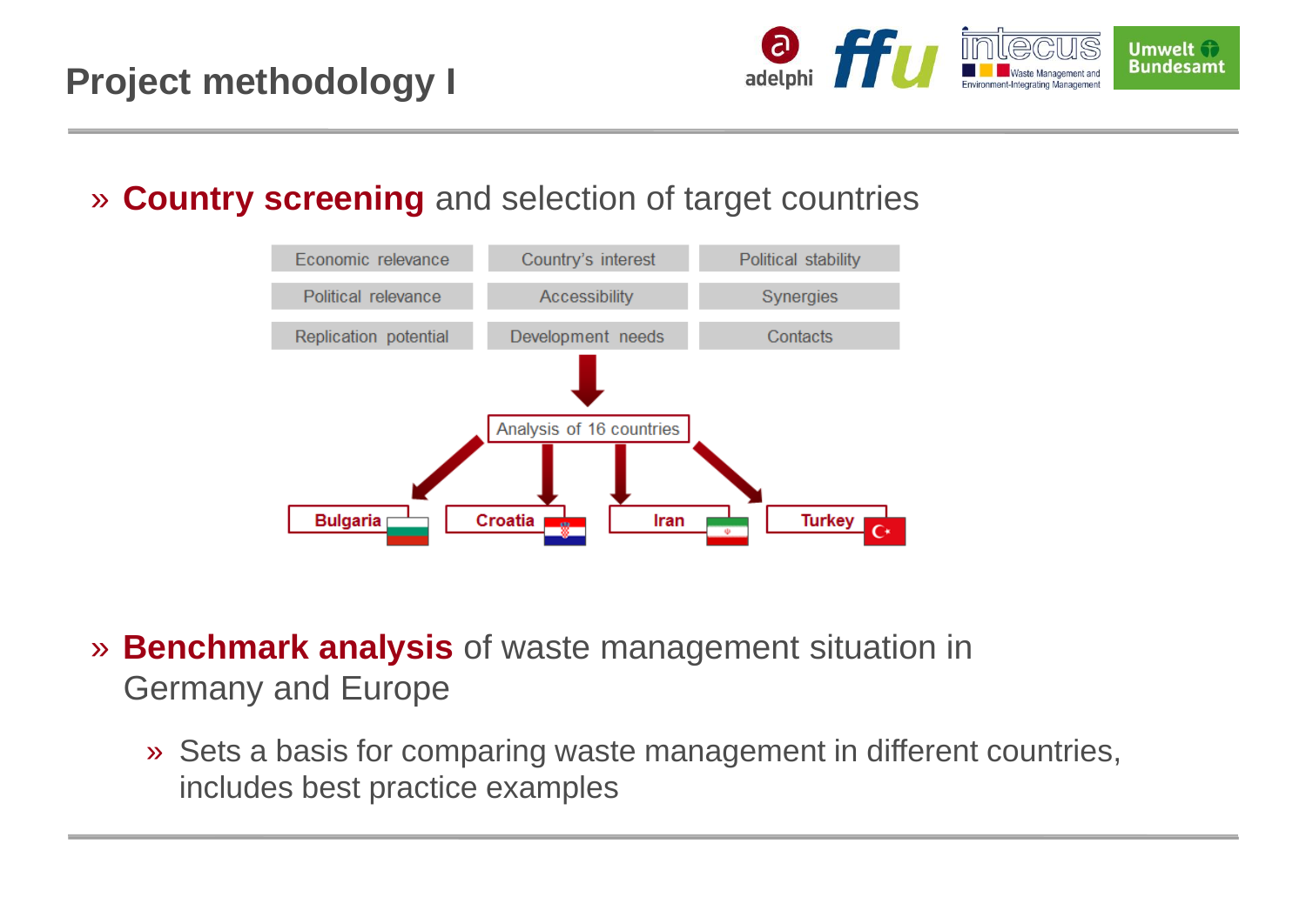# Project methodology I

» **Country screening** and selection of target countries

| Economic relevance | Country's interest | Political stability |
| --- | --- | --- |
| Political relevance | Accessibility | Synergies |
| Replication potential | Development needs | Contacts |

Analysis of 16 countries

Bulgaria | Croatia | Iran | Turkey

» **Benchmark analysis** of waste management situation in Germany and Europe

- » Sets a basis for comparing waste management in different countries, includes best practice examples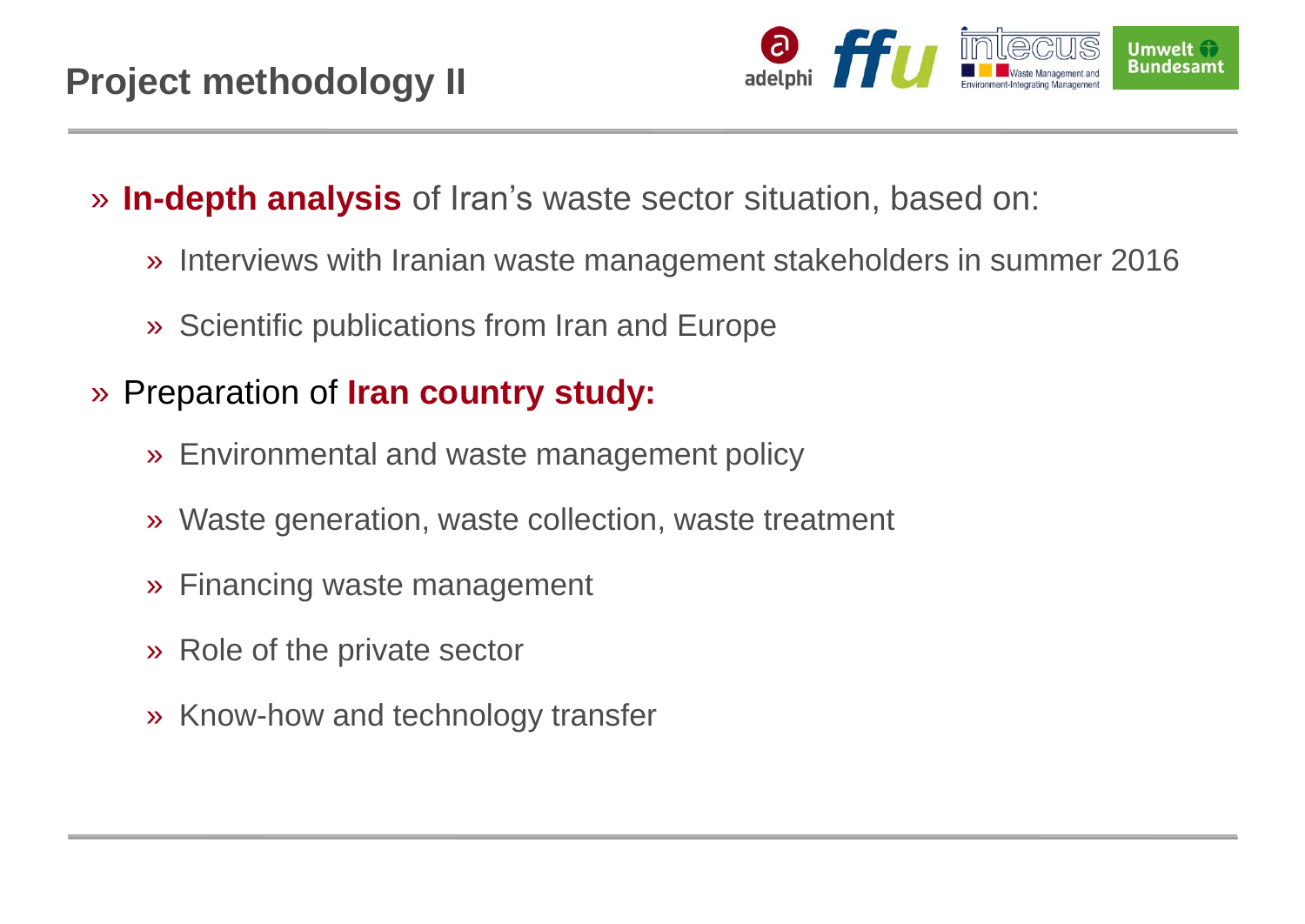# Project methodology II

- **In-depth analysis** of Iran's waste sector situation, based on:
  - Interviews with Iranian waste management stakeholders in summer 2016
  - Scientific publications from Iran and Europe
- Preparation of **Iran country study:**
  - Environmental and waste management policy
  - Waste generation, waste collection, waste treatment
  - Financing waste management
  - Role of the private sector
  - Know-how and technology transfer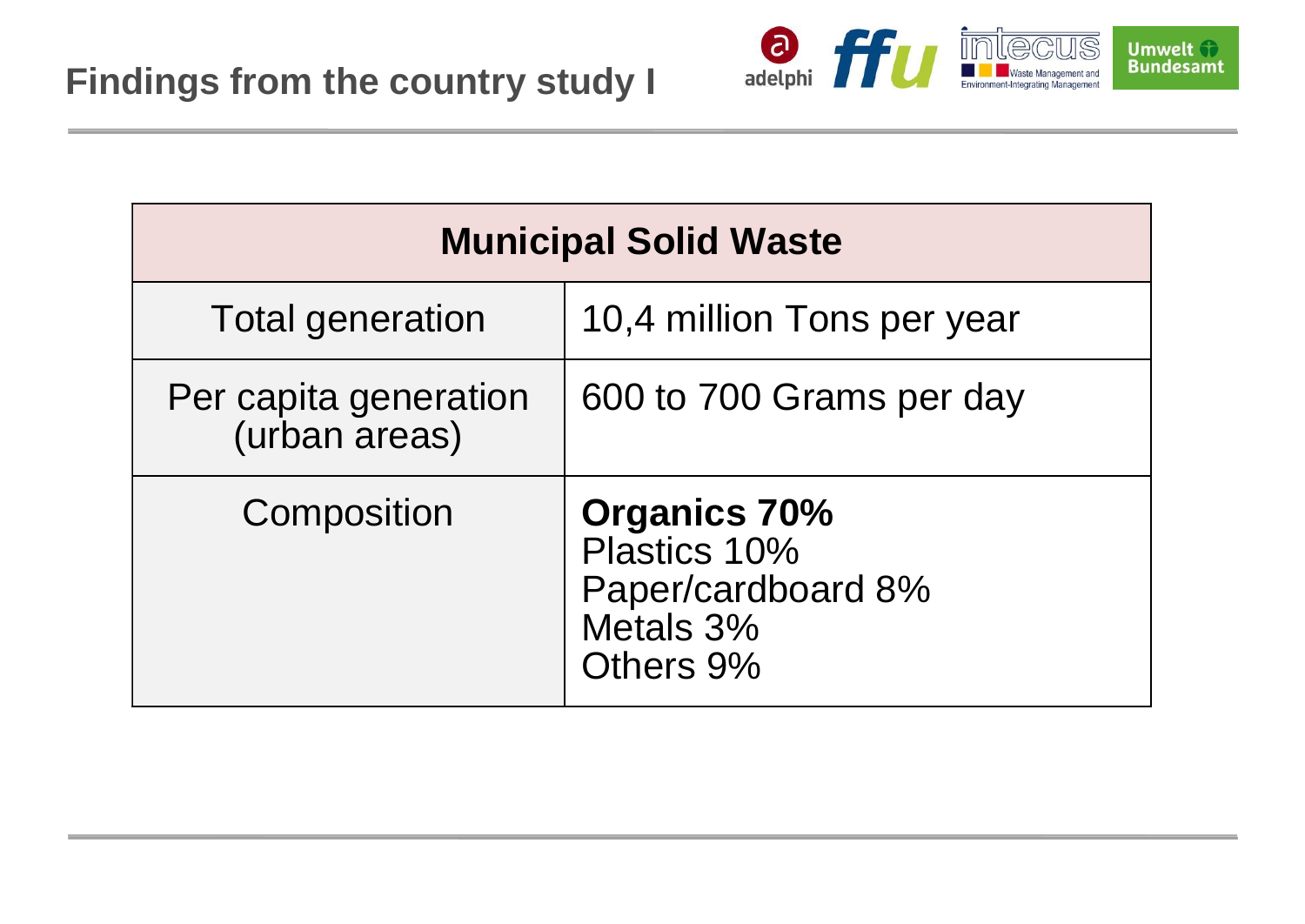# Findings from the country study I

| Municipal Solid Waste | |
|---|---|
| Total generation | 10,4 million Tons per year |
| Per capita generation (urban areas) | 600 to 700 Grams per day |
| Composition | **Organics 70%**<br>Plastics 10%<br>Paper/cardboard 8%<br>Metals 3%<br>Others 9% |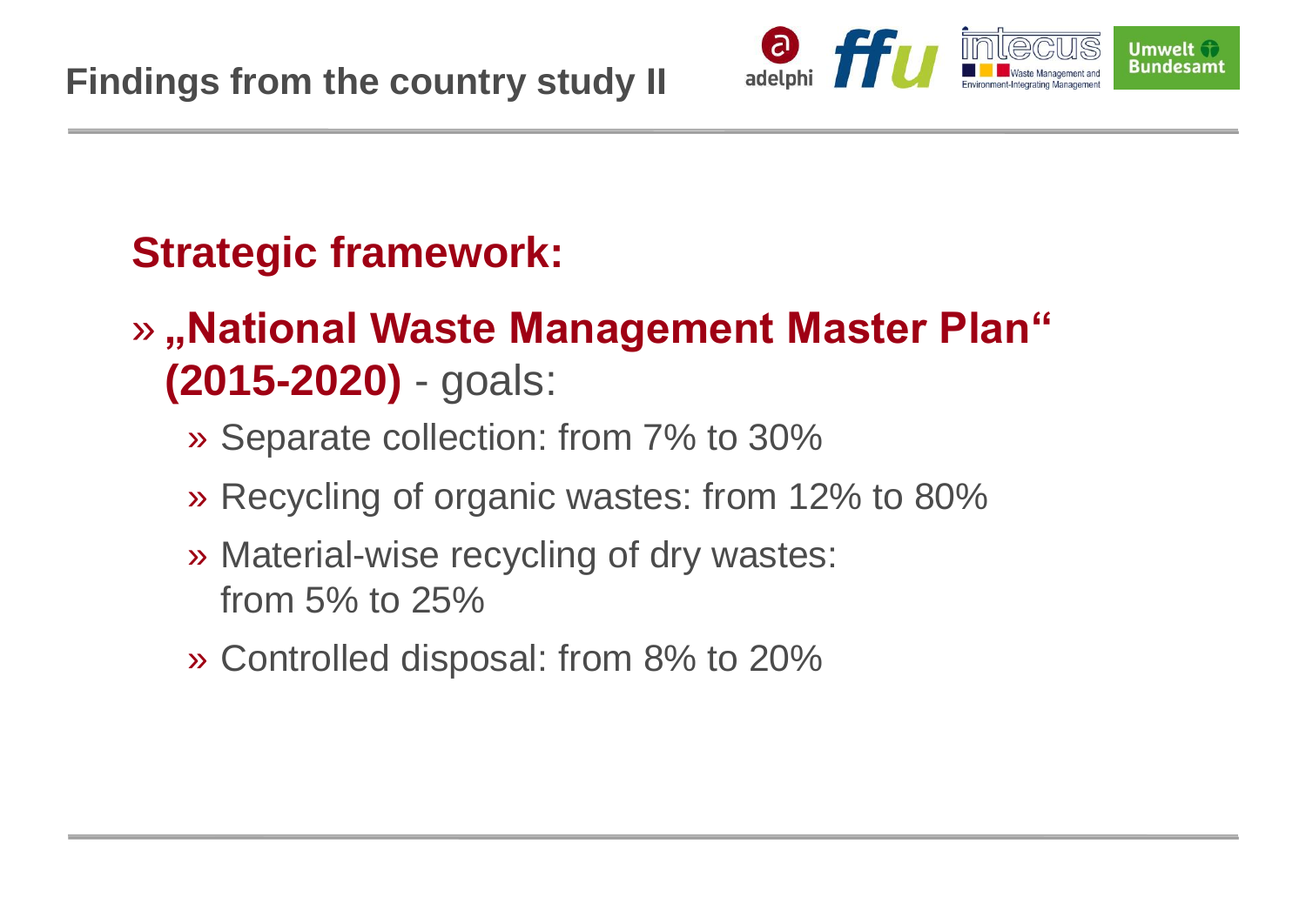# Findings from the country study II

## Strategic framework:

- **„National Waste Management Master Plan" (2015-2020)** - goals:
  - Separate collection: from 7% to 30%
  - Recycling of organic wastes: from 12% to 80%
  - Material-wise recycling of dry wastes: from 5% to 25%
  - Controlled disposal: from 8% to 20%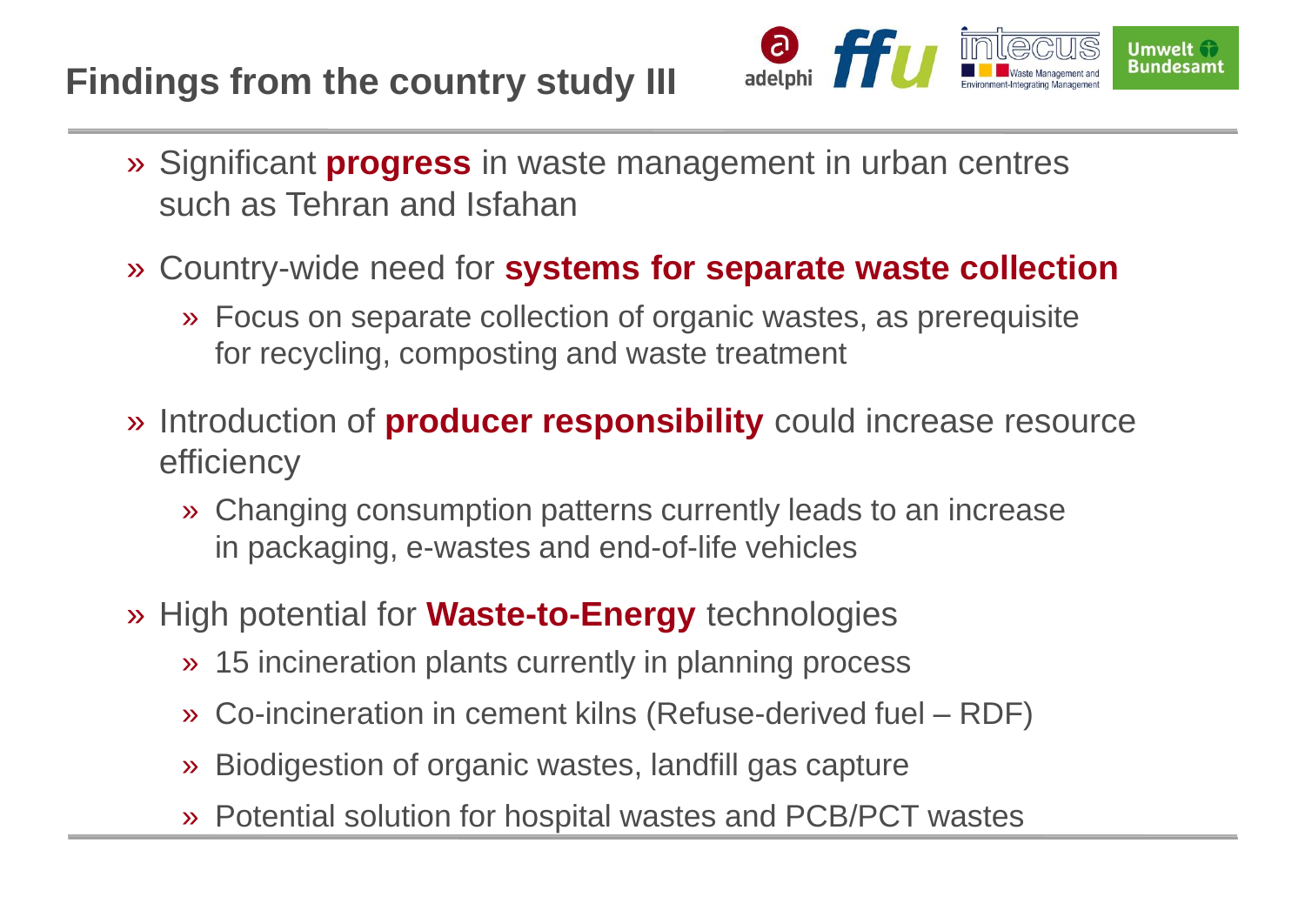# Findings from the country study III

- Significant **progress** in waste management in urban centres such as Tehran and Isfahan
- Country-wide need for **systems for separate waste collection**
  - Focus on separate collection of organic wastes, as prerequisite for recycling, composting and waste treatment
- Introduction of **producer responsibility** could increase resource efficiency
  - Changing consumption patterns currently leads to an increase in packaging, e-wastes and end-of-life vehicles
- High potential for **Waste-to-Energy** technologies
  - 15 incineration plants currently in planning process
  - Co-incineration in cement kilns (Refuse-derived fuel – RDF)
  - Biodigestion of organic wastes, landfill gas capture
  - Potential solution for hospital wastes and PCB/PCT wastes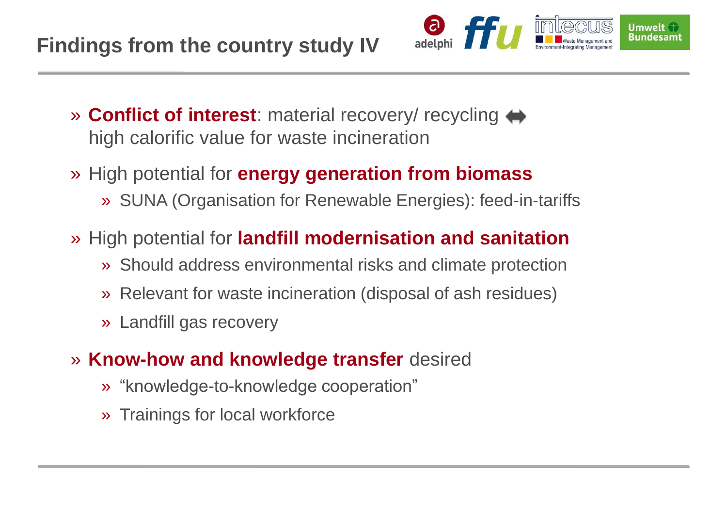# Findings from the country study IV

- **Conflict of interest**: material recovery/ recycling ⟺ high calorific value for waste incineration
- High potential for **energy generation from biomass**
  - SUNA (Organisation for Renewable Energies): feed-in-tariffs
- High potential for **landfill modernisation and sanitation**
  - Should address environmental risks and climate protection
  - Relevant for waste incineration (disposal of ash residues)
  - Landfill gas recovery
- **Know-how and knowledge transfer** desired
  - "knowledge-to-knowledge cooperation"
  - Trainings for local workforce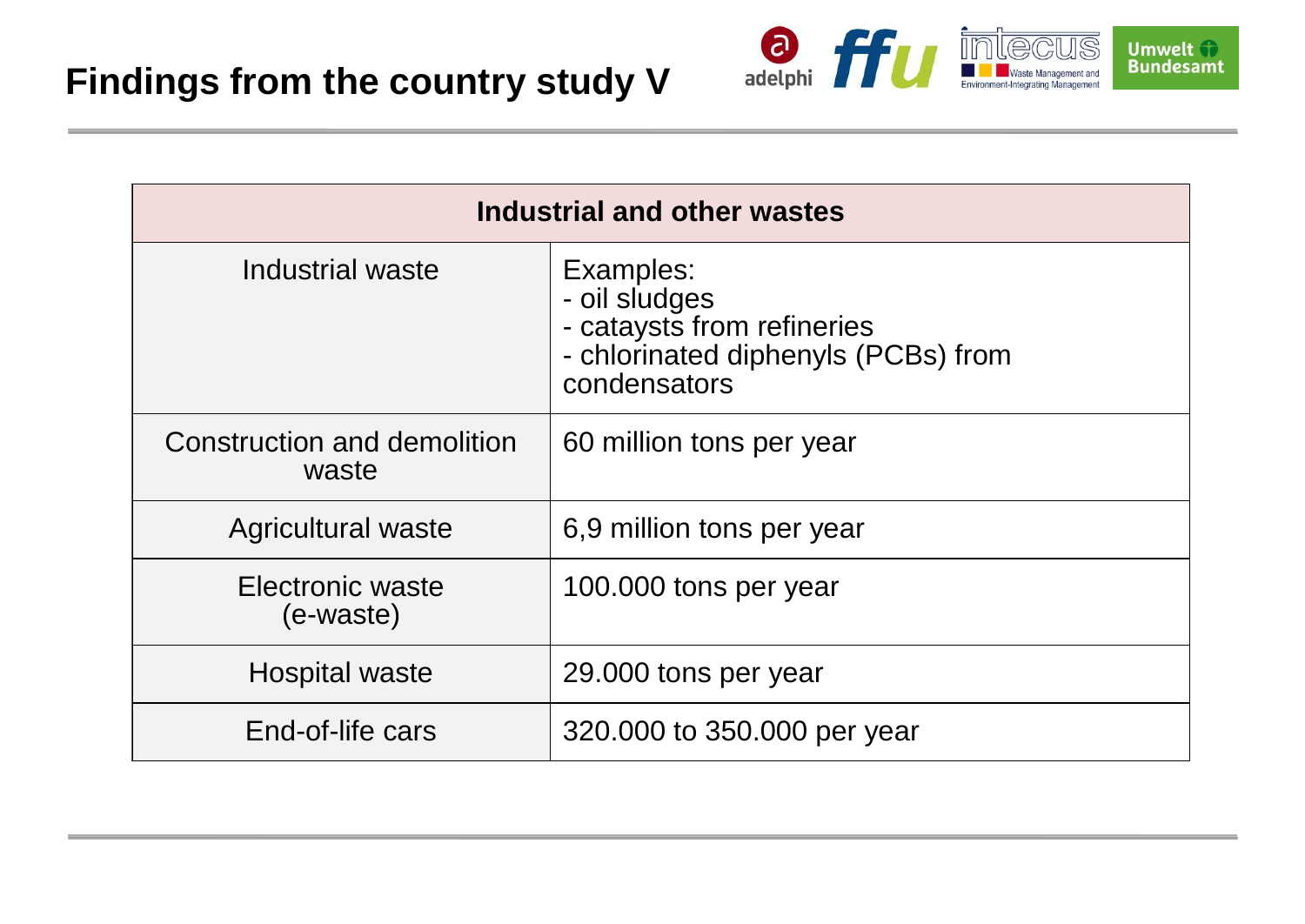# Findings from the country study V

| Industrial and other wastes | |
|---|---|
| Industrial waste | Examples:<br>- oil sludges<br>- cataysts from refineries<br>- chlorinated diphenyls (PCBs) from condensators |
| Construction and demolition waste | 60 million tons per year |
| Agricultural waste | 6,9 million tons per year |
| Electronic waste (e-waste) | 100.000 tons per year |
| Hospital waste | 29.000 tons per year |
| End-of-life cars | 320.000 to 350.000 per year |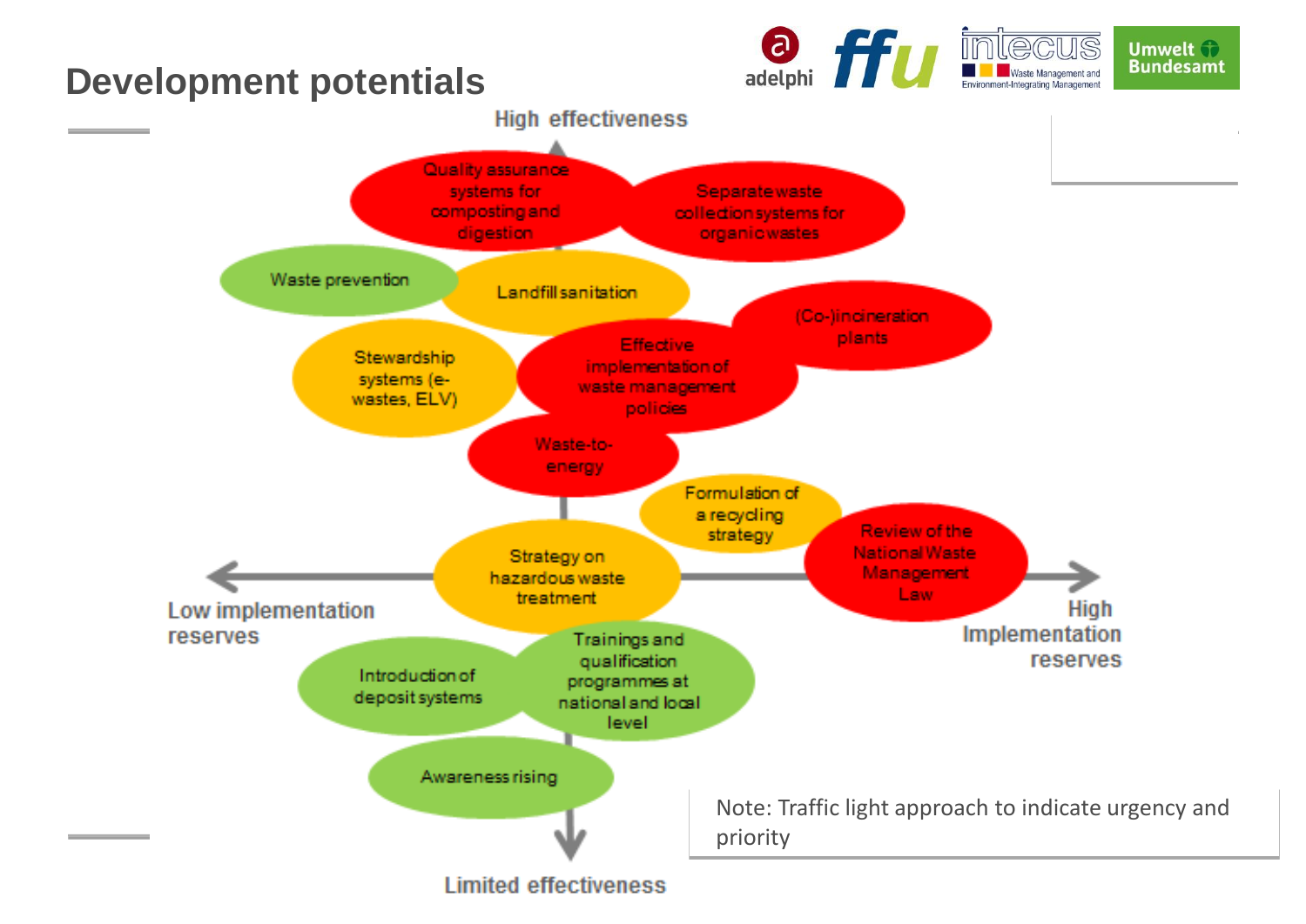# Development potentials

High effectiveness

Quality assurance systems for composting and digestion

Separate waste collection systems for organic wastes

Waste prevention

Landfill sanitation

(Co-)incineration plants

Stewardship systems (e-wastes, ELV)

Effective implementation of waste management policies

Waste-to-energy

Formulation of a recycling strategy

Strategy on hazardous waste treatment

Review of the National Waste Management Law

Low implementation reserves

High Implementation reserves

Introduction of deposit systems

Trainings and qualification programmes at national and local level

Awareness rising

Limited effectiveness

Note: Traffic light approach to indicate urgency and priority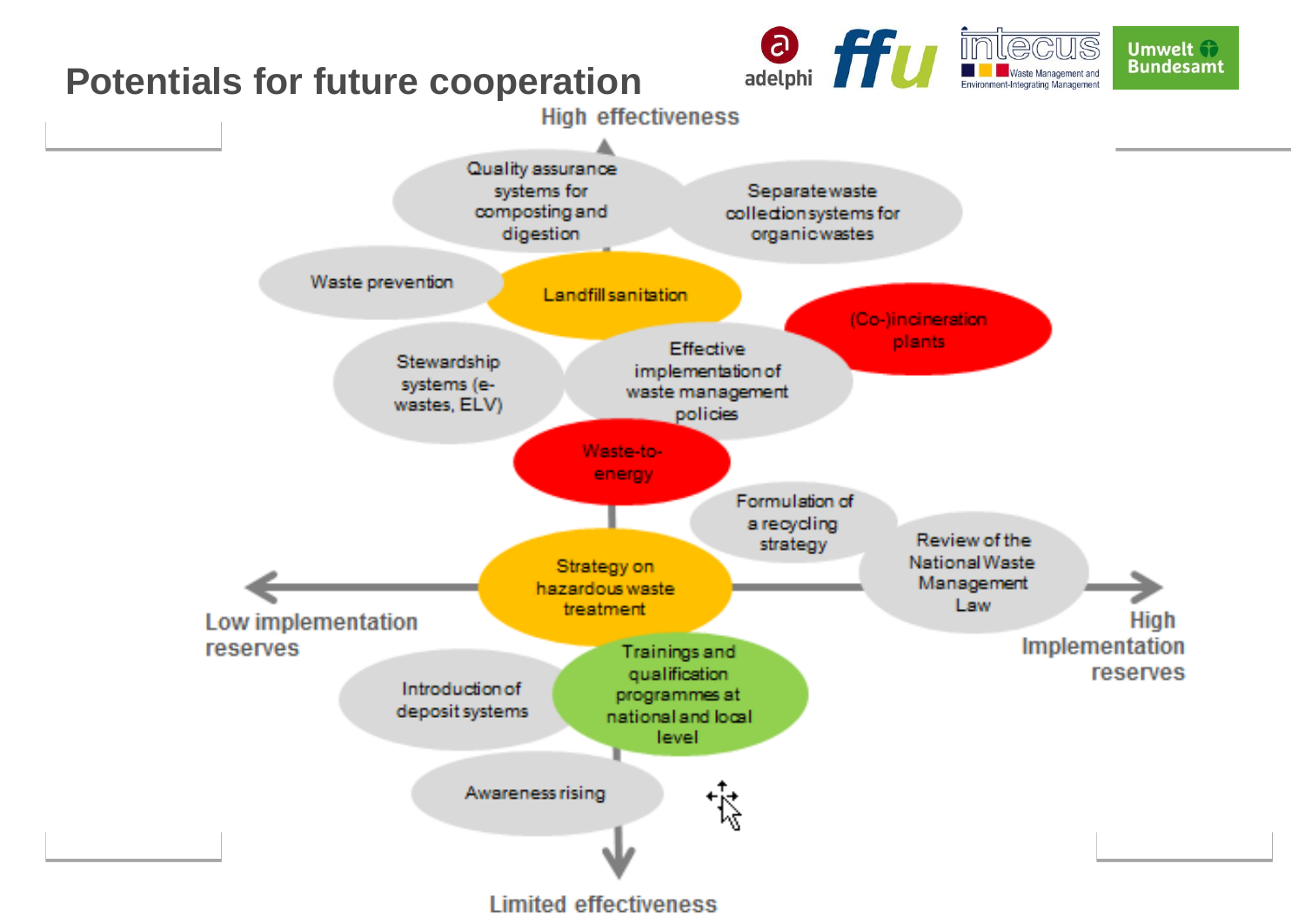# Potentials for future cooperation

High effectiveness

- Quality assurance systems for composting and digestion
- Separate waste collection systems for organic wastes
- Waste prevention
- Landfill sanitation
- (Co-)incineration plants
- Stewardship systems (e-wastes, ELV)
- Effective implementation of waste management policies
- Waste-to-energy
- Formulation of a recycling strategy
- Review of the National Waste Management Law
- Strategy on hazardous waste treatment
- Trainings and qualification programmes at national and local level
- Introduction of deposit systems
- Awareness rising

Low implementation reserves

High Implementation reserves

Limited effectiveness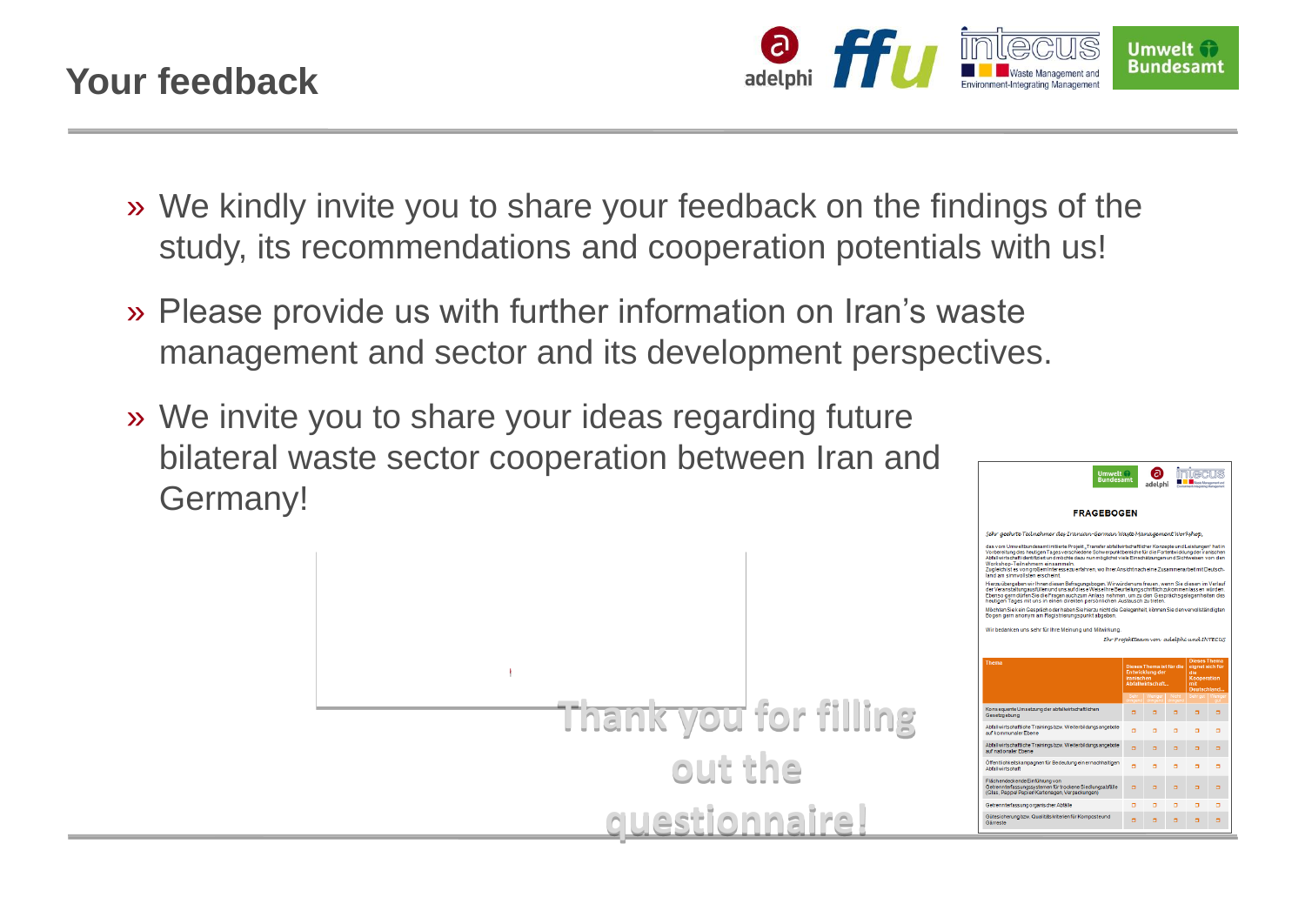# Your feedback

- We kindly invite you to share your feedback on the findings of the study, its recommendations and cooperation potentials with us!
- Please provide us with further information on Iran's waste management and sector and its development perspectives.
- We invite you to share your ideas regarding future bilateral waste sector cooperation between Iran and Germany!

Thank you for filling out the questionnaire!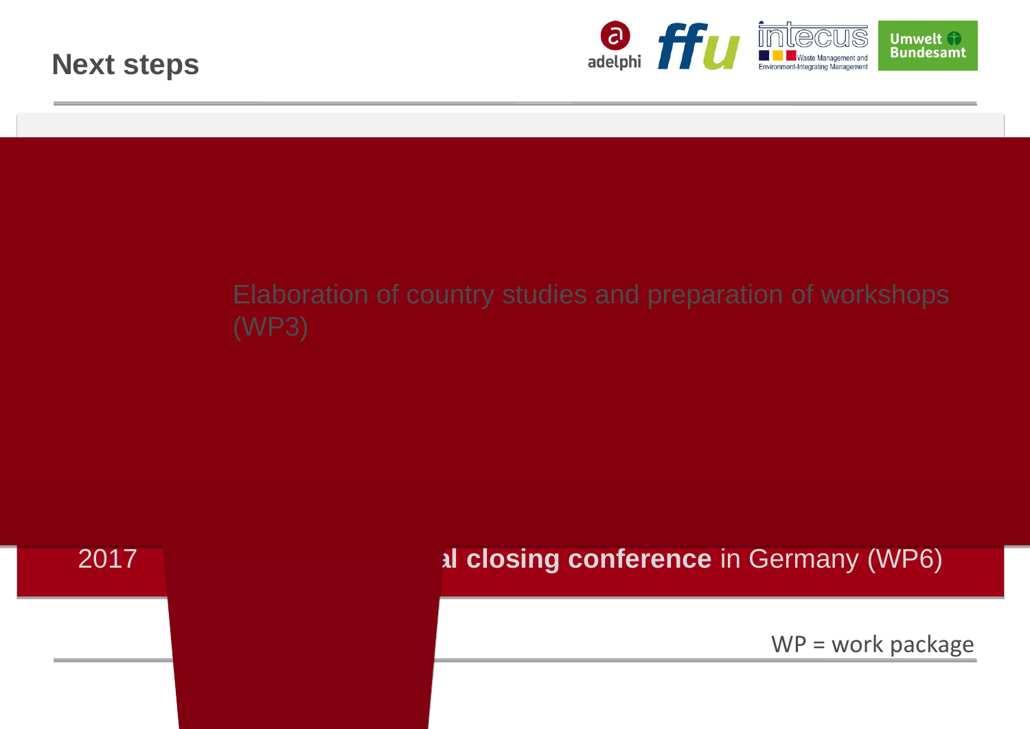# Next steps

Elaboration of country studies and preparation of workshops (WP3)

2017 | al **closing conference** in Germany (WP6)

WP = work package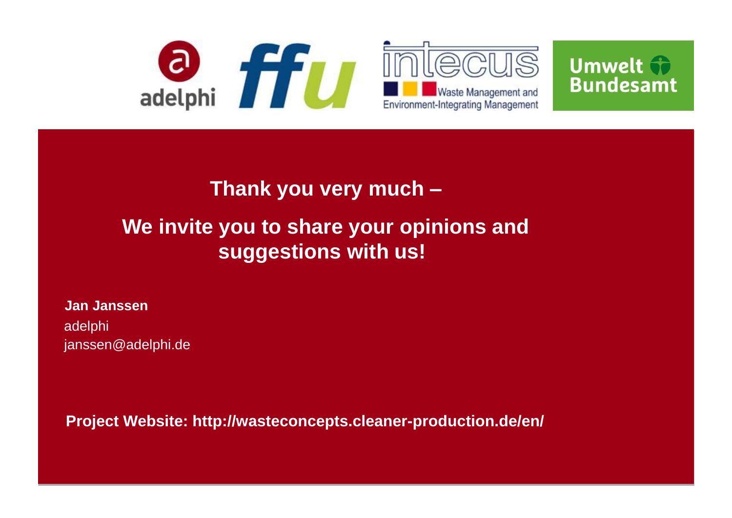**Thank you very much –**

**We invite you to share your opinions and suggestions with us!**

**Jan Janssen**
adelphi
janssen@adelphi.de

**Project Website: http://wasteconcepts.cleaner-production.de/en/**